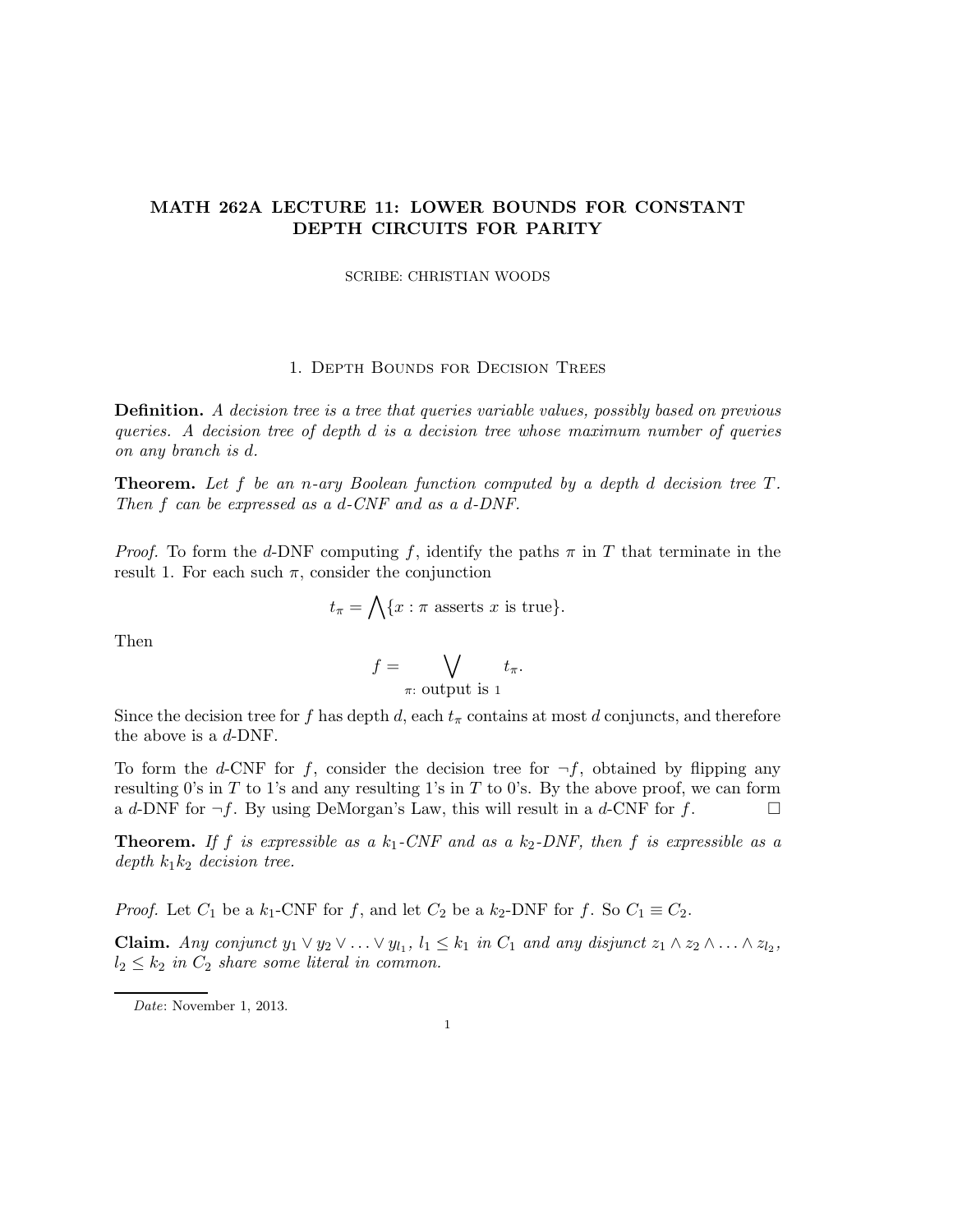# MATH 262A LECTURE 11: LOWER BOUNDS FOR CONSTANT DEPTH CIRCUITS FOR PARITY

SCRIBE: CHRISTIAN WOODS

## 1. Depth Bounds for Decision Trees

**Definition.** *A decision tree is a tree that queries variable values, possibly based on previous queries. A decision tree of depth $d$ is a decision tree whose maximum number of queries on any branch is $d$.*

**Theorem.** *Let $f$ be an $n$-ary Boolean function computed by a depth $d$ decision tree $T$. Then $f$ can be expressed as a $d$-CNF and as a $d$-DNF.*

*Proof.* To form the $d$-DNF computing $f$, identify the paths $\pi$ in $T$ that terminate in the result 1. For each such $\pi$, consider the conjunction

$$t_\pi = \bigwedge \{x : \pi \text{ asserts } x \text{ is true}\}.$$

Then

$$f = \bigvee_{\pi\text{: output is } 1} t_\pi.$$

Since the decision tree for $f$ has depth $d$, each $t_\pi$ contains at most $d$ conjuncts, and therefore the above is a $d$-DNF.

To form the $d$-CNF for $f$, consider the decision tree for $\neg f$, obtained by flipping any resulting 0's in $T$ to 1's and any resulting 1's in $T$ to 0's. By the above proof, we can form a $d$-DNF for $\neg f$. By using DeMorgan's Law, this will result in a $d$-CNF for $f$. □

**Theorem.** *If $f$ is expressible as a $k_1$-CNF and as a $k_2$-DNF, then $f$ is expressible as a depth $k_1 k_2$ decision tree.*

*Proof.* Let $C_1$ be a $k_1$-CNF for $f$, and let $C_2$ be a $k_2$-DNF for $f$. So $C_1 \equiv C_2$.

**Claim.** *Any conjunct $y_1 \vee y_2 \vee \ldots \vee y_{l_1}$, $l_1 \leq k_1$ in $C_1$ and any disjunct $z_1 \wedge z_2 \wedge \ldots \wedge z_{l_2}$, $l_2 \leq k_2$ in $C_2$ share some literal in common.*

*Date*: November 1, 2013.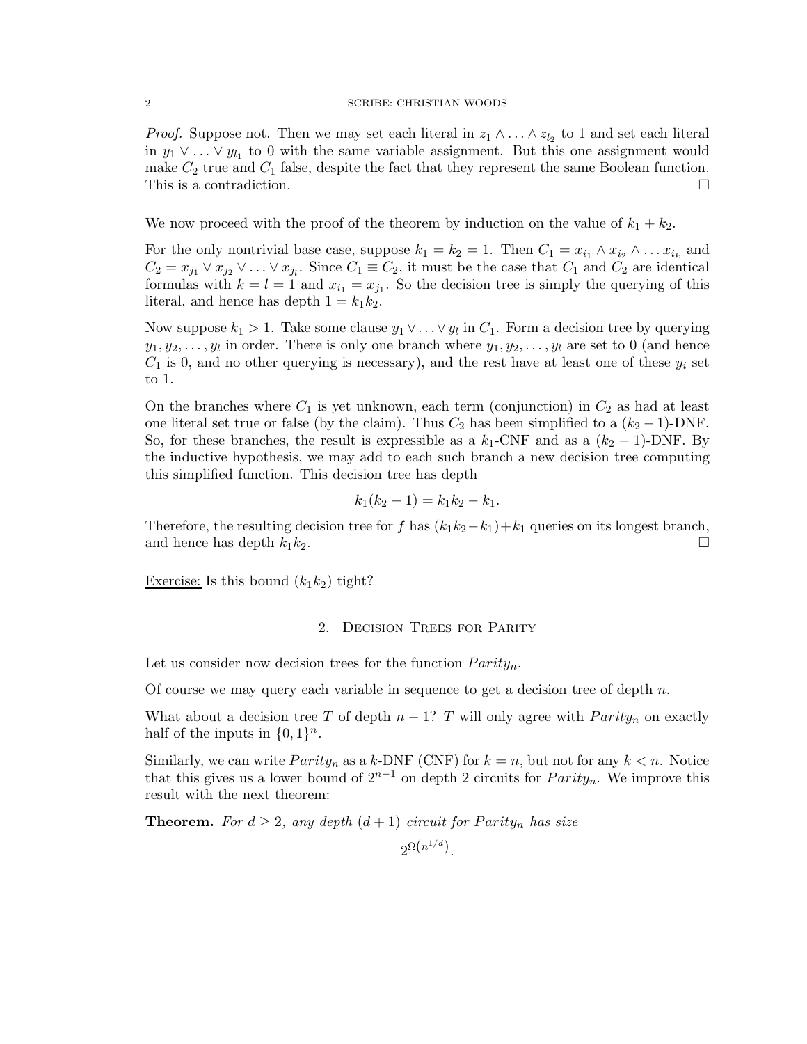*Proof.* Suppose not. Then we may set each literal in $z_1 \wedge \ldots \wedge z_{l_2}$ to 1 and set each literal in $y_1 \vee \ldots \vee y_{l_1}$ to 0 with the same variable assignment. But this one assignment would make $C_2$ true and $C_1$ false, despite the fact that they represent the same Boolean function. This is a contradiction. □

We now proceed with the proof of the theorem by induction on the value of $k_1 + k_2$.

For the only nontrivial base case, suppose $k_1 = k_2 = 1$. Then $C_1 = x_{i_1} \wedge x_{i_2} \wedge \ldots x_{i_k}$ and $C_2 = x_{j_1} \vee x_{j_2} \vee \ldots \vee x_{j_l}$. Since $C_1 \equiv C_2$, it must be the case that $C_1$ and $C_2$ are identical formulas with $k = l = 1$ and $x_{i_1} = x_{j_1}$. So the decision tree is simply the querying of this literal, and hence has depth $1 = k_1 k_2$.

Now suppose $k_1 > 1$. Take some clause $y_1 \vee \ldots \vee y_l$ in $C_1$. Form a decision tree by querying $y_1, y_2, \ldots, y_l$ in order. There is only one branch where $y_1, y_2, \ldots, y_l$ are set to 0 (and hence $C_1$ is 0, and no other querying is necessary), and the rest have at least one of these $y_i$ set to 1.

On the branches where $C_1$ is yet unknown, each term (conjunction) in $C_2$ as had at least one literal set true or false (by the claim). Thus $C_2$ has been simplified to a $(k_2 - 1)$-DNF. So, for these branches, the result is expressible as a $k_1$-CNF and as a $(k_2 - 1)$-DNF. By the inductive hypothesis, we may add to each such branch a new decision tree computing this simplified function. This decision tree has depth

$$k_1(k_2 - 1) = k_1 k_2 - k_1.$$

Therefore, the resulting decision tree for $f$ has $(k_1 k_2 - k_1) + k_1$ queries on its longest branch, and hence has depth $k_1 k_2$. □

Exercise: Is this bound $(k_1 k_2)$ tight?

## 2. Decision Trees for Parity

Let us consider now decision trees for the function $Parity_n$.

Of course we may query each variable in sequence to get a decision tree of depth $n$.

What about a decision tree $T$ of depth $n - 1$? $T$ will only agree with $Parity_n$ on exactly half of the inputs in $\{0, 1\}^n$.

Similarly, we can write $Parity_n$ as a $k$-DNF (CNF) for $k = n$, but not for any $k < n$. Notice that this gives us a lower bound of $2^{n-1}$ on depth 2 circuits for $Parity_n$. We improve this result with the next theorem:

**Theorem.** *For $d \geq 2$, any depth $(d+1)$ circuit for $Parity_n$ has size*

$$2^{\Omega\left(n^{1/d}\right)}.$$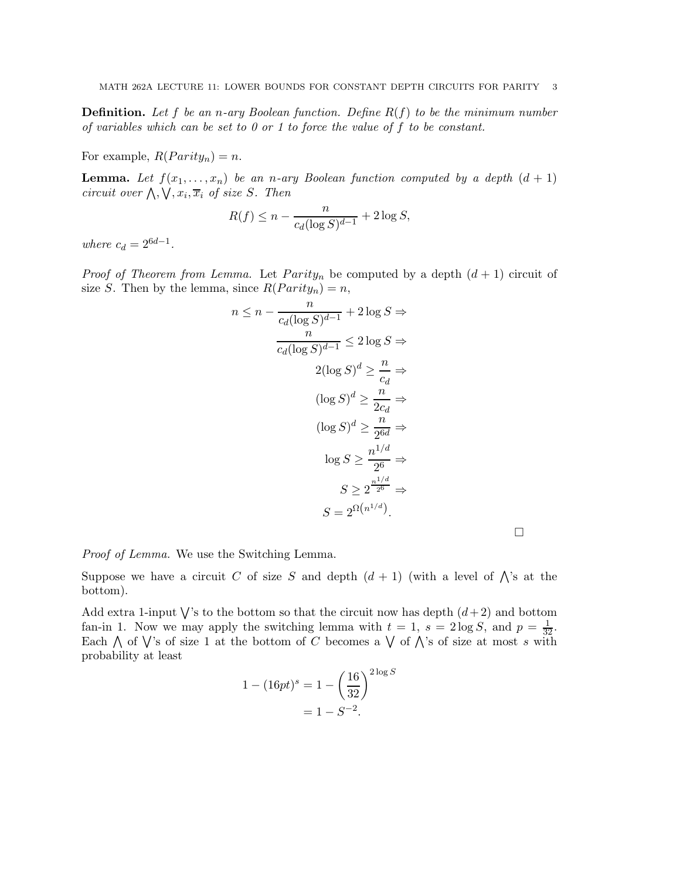**Definition.** *Let $f$ be an $n$-ary Boolean function. Define $R(f)$ to be the minimum number of variables which can be set to 0 or 1 to force the value of $f$ to be constant.*

For example, $R(Parity_n) = n$.

**Lemma.** *Let $f(x_1, \ldots, x_n)$ be an $n$-ary Boolean function computed by a depth $(d+1)$ circuit over $\bigwedge, \bigvee, x_i, \overline{x}_i$ of size $S$. Then*

$$R(f) \leq n - \frac{n}{c_d(\log S)^{d-1}} + 2\log S,$$

*where $c_d = 2^{6d-1}$.*

*Proof of Theorem from Lemma.* Let $Parity_n$ be computed by a depth $(d+1)$ circuit of size $S$. Then by the lemma, since $R(Parity_n) = n$,

$$
\begin{aligned}
n \leq n - \frac{n}{c_d(\log S)^{d-1}} + 2\log S &\Rightarrow \\
\frac{n}{c_d(\log S)^{d-1}} \leq 2\log S &\Rightarrow \\
2(\log S)^d \geq \frac{n}{c_d} &\Rightarrow \\
(\log S)^d \geq \frac{n}{2c_d} &\Rightarrow \\
(\log S)^d \geq \frac{n}{2^{6d}} &\Rightarrow \\
\log S \geq \frac{n^{1/d}}{2^6} &\Rightarrow \\
S \geq 2^{\frac{n^{1/d}}{2^6}} &\Rightarrow \\
S = 2^{\Omega\left(n^{1/d}\right)}&.
\end{aligned}
$$

□

*Proof of Lemma.* We use the Switching Lemma.

Suppose we have a circuit $C$ of size $S$ and depth $(d+1)$ (with a level of $\bigwedge$'s at the bottom).

Add extra 1-input $\bigvee$'s to the bottom so that the circuit now has depth $(d+2)$ and bottom fan-in 1. Now we may apply the switching lemma with $t = 1$, $s = 2\log S$, and $p = \frac{1}{32}$. Each $\bigwedge$ of $\bigvee$'s of size 1 at the bottom of $C$ becomes a $\bigvee$ of $\bigwedge$'s of size at most $s$ with probability at least

$$
\begin{aligned}
1 - (16pt)^s &= 1 - \left(\frac{16}{32}\right)^{2\log S} \\
&= 1 - S^{-2}.
\end{aligned}
$$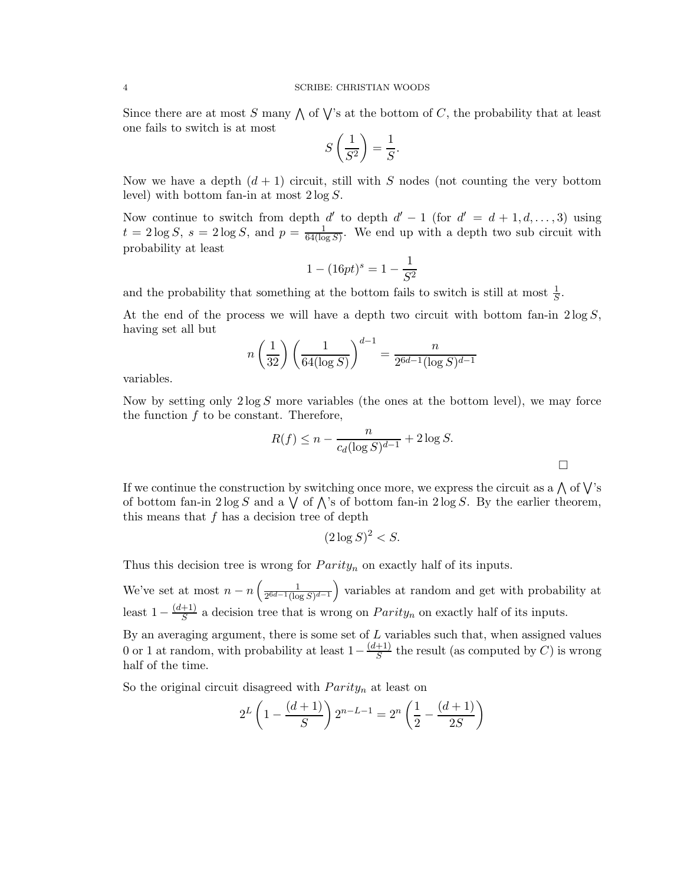Since there are at most $S$ many $\bigwedge$ of $\bigvee$'s at the bottom of $C$, the probability that at least one fails to switch is at most

$$S\left(\frac{1}{S^2}\right) = \frac{1}{S}.$$

Now we have a depth $(d+1)$ circuit, still with $S$ nodes (not counting the very bottom level) with bottom fan-in at most $2\log S$.

Now continue to switch from depth $d'$ to depth $d'-1$ (for $d' = d+1, d, \ldots, 3$) using $t = 2\log S$, $s = 2\log S$, and $p = \frac{1}{64(\log S)}$. We end up with a depth two sub circuit with probability at least

$$1 - (16pt)^s = 1 - \frac{1}{S^2}$$

and the probability that something at the bottom fails to switch is still at most $\frac{1}{S}$.

At the end of the process we will have a depth two circuit with bottom fan-in $2\log S$, having set all but

$$n\left(\frac{1}{32}\right)\left(\frac{1}{64(\log S)}\right)^{d-1} = \frac{n}{2^{6d-1}(\log S)^{d-1}}$$

variables.

Now by setting only $2\log S$ more variables (the ones at the bottom level), we may force the function $f$ to be constant. Therefore,

$$R(f) \leq n - \frac{n}{c_d(\log S)^{d-1}} + 2\log S.$$

$\square$

If we continue the construction by switching once more, we express the circuit as a $\bigwedge$ of $\bigvee$'s of bottom fan-in $2\log S$ and a $\bigvee$ of $\bigwedge$'s of bottom fan-in $2\log S$. By the earlier theorem, this means that $f$ has a decision tree of depth

$$(2\log S)^2 < S.$$

Thus this decision tree is wrong for $Parity_n$ on exactly half of its inputs.

We've set at most $n - n\left(\frac{1}{2^{6d-1}(\log S)^{d-1}}\right)$ variables at random and get with probability at least $1 - \frac{(d+1)}{S}$ a decision tree that is wrong on $Parity_n$ on exactly half of its inputs.

By an averaging argument, there is some set of $L$ variables such that, when assigned values 0 or 1 at random, with probability at least $1 - \frac{(d+1)}{S}$ the result (as computed by $C$) is wrong half of the time.

So the original circuit disagreed with $Parity_n$ at least on

$$2^L\left(1 - \frac{(d+1)}{S}\right)2^{n-L-1} = 2^n\left(\frac{1}{2} - \frac{(d+1)}{2S}\right)$$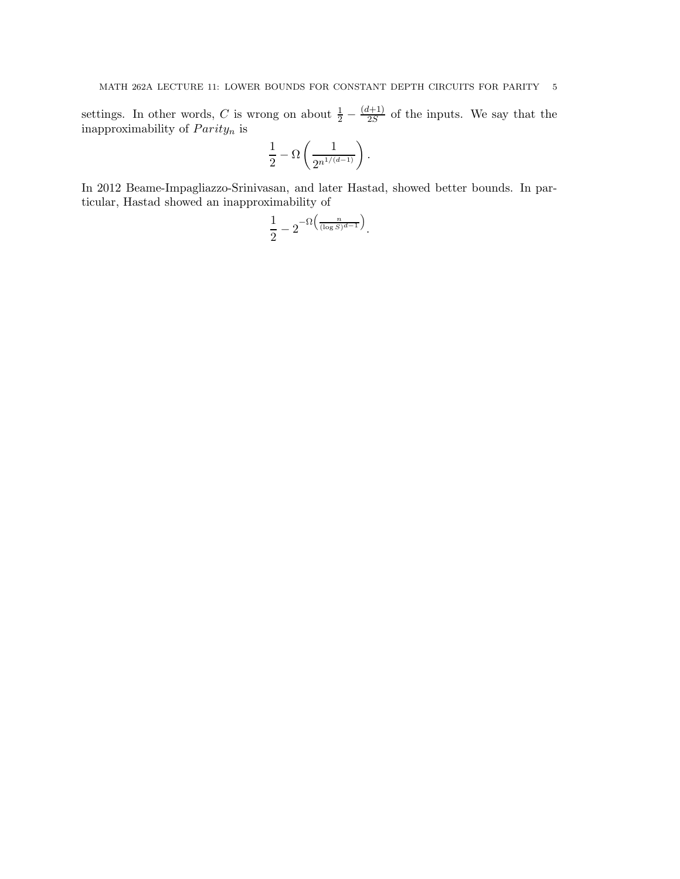settings. In other words, $C$ is wrong on about $\frac{1}{2} - \frac{(d+1)}{2S}$ of the inputs. We say that the inapproximability of $Parity_n$ is

$$\frac{1}{2} - \Omega\left(\frac{1}{2^{n^{1/(d-1)}}}\right).$$

In 2012 Beame-Impagliazzo-Srinivasan, and later Hastad, showed better bounds. In particular, Hastad showed an inapproximability of

$$\frac{1}{2} - 2^{-\Omega\left(\frac{n}{(\log S)^{d-1}}\right)}.$$